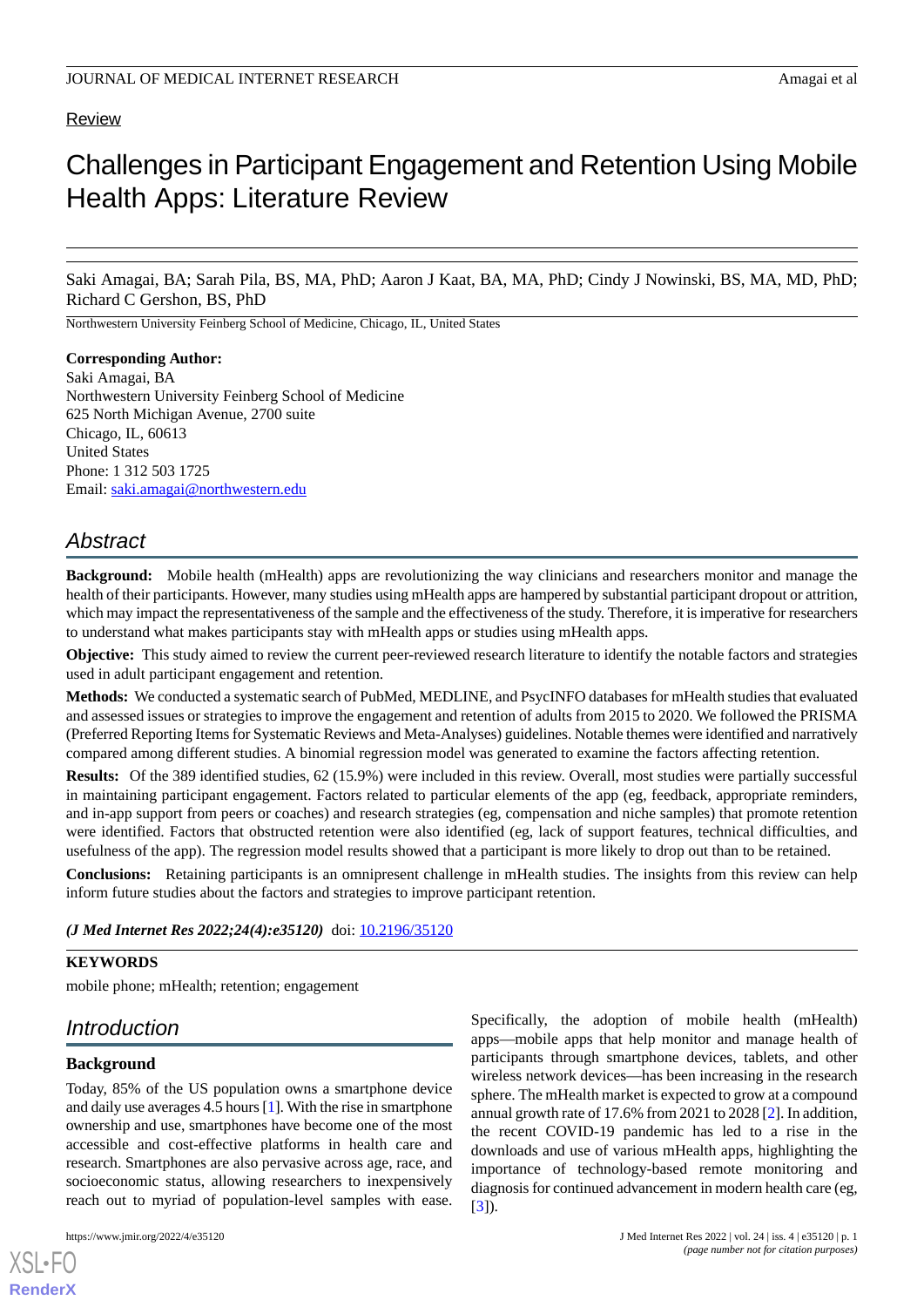Review

# Challenges in Participant Engagement and Retention Using Mobile Health Apps: Literature Review

Saki Amagai, BA; Sarah Pila, BS, MA, PhD; Aaron J Kaat, BA, MA, PhD; Cindy J Nowinski, BS, MA, MD, PhD; Richard C Gershon, BS, PhD

Northwestern University Feinberg School of Medicine, Chicago, IL, United States

**Corresponding Author:**
Saki Amagai, BA
Northwestern University Feinberg School of Medicine
625 North Michigan Avenue, 2700 suite
Chicago, IL, 60613
United States
Phone: 1 312 503 1725
Email: saki.amagai@northwestern.edu

## Abstract

**Background:** Mobile health (mHealth) apps are revolutionizing the way clinicians and researchers monitor and manage the health of their participants. However, many studies using mHealth apps are hampered by substantial participant dropout or attrition, which may impact the representativeness of the sample and the effectiveness of the study. Therefore, it is imperative for researchers to understand what makes participants stay with mHealth apps or studies using mHealth apps.

**Objective:** This study aimed to review the current peer-reviewed research literature to identify the notable factors and strategies used in adult participant engagement and retention.

**Methods:** We conducted a systematic search of PubMed, MEDLINE, and PsycINFO databases for mHealth studies that evaluated and assessed issues or strategies to improve the engagement and retention of adults from 2015 to 2020. We followed the PRISMA (Preferred Reporting Items for Systematic Reviews and Meta-Analyses) guidelines. Notable themes were identified and narratively compared among different studies. A binomial regression model was generated to examine the factors affecting retention.

**Results:** Of the 389 identified studies, 62 (15.9%) were included in this review. Overall, most studies were partially successful in maintaining participant engagement. Factors related to particular elements of the app (eg, feedback, appropriate reminders, and in-app support from peers or coaches) and research strategies (eg, compensation and niche samples) that promote retention were identified. Factors that obstructed retention were also identified (eg, lack of support features, technical difficulties, and usefulness of the app). The regression model results showed that a participant is more likely to drop out than to be retained.

**Conclusions:** Retaining participants is an omnipresent challenge in mHealth studies. The insights from this review can help inform future studies about the factors and strategies to improve participant retention.

***(J Med Internet Res 2022;24(4):e35120)*** doi: 10.2196/35120

**KEYWORDS**

mobile phone; mHealth; retention; engagement

## Introduction

### Background

Today, 85% of the US population owns a smartphone device and daily use averages 4.5 hours [1]. With the rise in smartphone ownership and use, smartphones have become one of the most accessible and cost-effective platforms in health care and research. Smartphones are also pervasive across age, race, and socioeconomic status, allowing researchers to inexpensively reach out to myriad of population-level samples with ease. Specifically, the adoption of mobile health (mHealth) apps—mobile apps that help monitor and manage health of participants through smartphone devices, tablets, and other wireless network devices—has been increasing in the research sphere. The mHealth market is expected to grow at a compound annual growth rate of 17.6% from 2021 to 2028 [2]. In addition, the recent COVID-19 pandemic has led to a rise in the downloads and use of various mHealth apps, highlighting the importance of technology-based remote monitoring and diagnosis for continued advancement in modern health care (eg, [3]).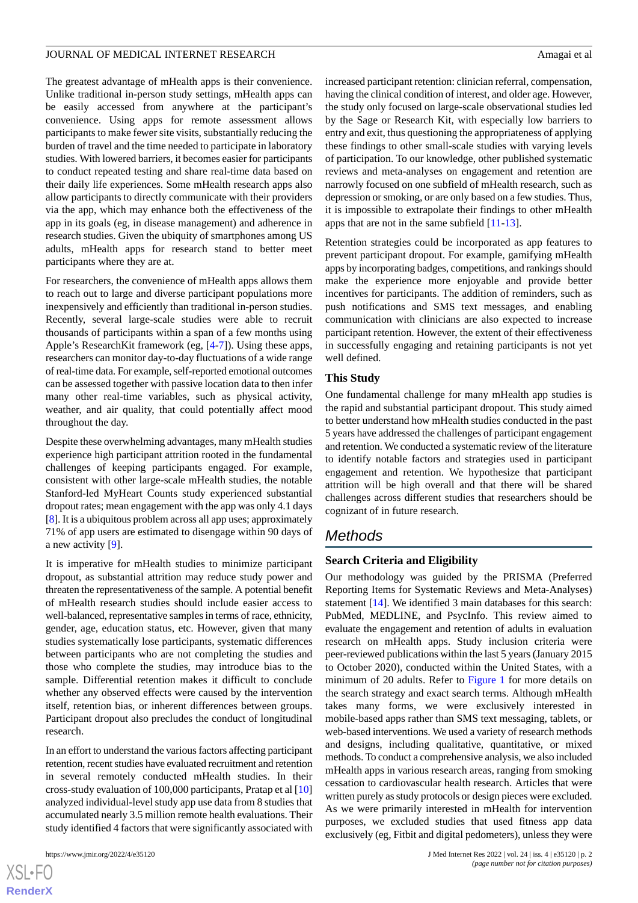The greatest advantage of mHealth apps is their convenience. Unlike traditional in-person study settings, mHealth apps can be easily accessed from anywhere at the participant's convenience. Using apps for remote assessment allows participants to make fewer site visits, substantially reducing the burden of travel and the time needed to participate in laboratory studies. With lowered barriers, it becomes easier for participants to conduct repeated testing and share real-time data based on their daily life experiences. Some mHealth research apps also allow participants to directly communicate with their providers via the app, which may enhance both the effectiveness of the app in its goals (eg, in disease management) and adherence in research studies. Given the ubiquity of smartphones among US adults, mHealth apps for research stand to better meet participants where they are at.

For researchers, the convenience of mHealth apps allows them to reach out to large and diverse participant populations more inexpensively and efficiently than traditional in-person studies. Recently, several large-scale studies were able to recruit thousands of participants within a span of a few months using Apple's ResearchKit framework (eg, [4-7]). Using these apps, researchers can monitor day-to-day fluctuations of a wide range of real-time data. For example, self-reported emotional outcomes can be assessed together with passive location data to then infer many other real-time variables, such as physical activity, weather, and air quality, that could potentially affect mood throughout the day.

Despite these overwhelming advantages, many mHealth studies experience high participant attrition rooted in the fundamental challenges of keeping participants engaged. For example, consistent with other large-scale mHealth studies, the notable Stanford-led MyHeart Counts study experienced substantial dropout rates; mean engagement with the app was only 4.1 days [8]. It is a ubiquitous problem across all app uses; approximately 71% of app users are estimated to disengage within 90 days of a new activity [9].

It is imperative for mHealth studies to minimize participant dropout, as substantial attrition may reduce study power and threaten the representativeness of the sample. A potential benefit of mHealth research studies should include easier access to well-balanced, representative samples in terms of race, ethnicity, gender, age, education status, etc. However, given that many studies systematically lose participants, systematic differences between participants who are not completing the studies and those who complete the studies, may introduce bias to the sample. Differential retention makes it difficult to conclude whether any observed effects were caused by the intervention itself, retention bias, or inherent differences between groups. Participant dropout also precludes the conduct of longitudinal research.

In an effort to understand the various factors affecting participant retention, recent studies have evaluated recruitment and retention in several remotely conducted mHealth studies. In their cross-study evaluation of 100,000 participants, Pratap et al [10] analyzed individual-level study app use data from 8 studies that accumulated nearly 3.5 million remote health evaluations. Their study identified 4 factors that were significantly associated with increased participant retention: clinician referral, compensation, having the clinical condition of interest, and older age. However, the study only focused on large-scale observational studies led by the Sage or Research Kit, with especially low barriers to entry and exit, thus questioning the appropriateness of applying these findings to other small-scale studies with varying levels of participation. To our knowledge, other published systematic reviews and meta-analyses on engagement and retention are narrowly focused on one subfield of mHealth research, such as depression or smoking, or are only based on a few studies. Thus, it is impossible to extrapolate their findings to other mHealth apps that are not in the same subfield [11-13].

Retention strategies could be incorporated as app features to prevent participant dropout. For example, gamifying mHealth apps by incorporating badges, competitions, and rankings should make the experience more enjoyable and provide better incentives for participants. The addition of reminders, such as push notifications and SMS text messages, and enabling communication with clinicians are also expected to increase participant retention. However, the extent of their effectiveness in successfully engaging and retaining participants is not yet well defined.

### This Study

One fundamental challenge for many mHealth app studies is the rapid and substantial participant dropout. This study aimed to better understand how mHealth studies conducted in the past 5 years have addressed the challenges of participant engagement and retention. We conducted a systematic review of the literature to identify notable factors and strategies used in participant engagement and retention. We hypothesize that participant attrition will be high overall and that there will be shared challenges across different studies that researchers should be cognizant of in future research.

## Methods

### Search Criteria and Eligibility

Our methodology was guided by the PRISMA (Preferred Reporting Items for Systematic Reviews and Meta-Analyses) statement [14]. We identified 3 main databases for this search: PubMed, MEDLINE, and PsycInfo. This review aimed to evaluate the engagement and retention of adults in evaluation research on mHealth apps. Study inclusion criteria were peer-reviewed publications within the last 5 years (January 2015 to October 2020), conducted within the United States, with a minimum of 20 adults. Refer to Figure 1 for more details on the search strategy and exact search terms. Although mHealth takes many forms, we were exclusively interested in mobile-based apps rather than SMS text messaging, tablets, or web-based interventions. We used a variety of research methods and designs, including qualitative, quantitative, or mixed methods. To conduct a comprehensive analysis, we also included mHealth apps in various research areas, ranging from smoking cessation to cardiovascular health research. Articles that were written purely as study protocols or design pieces were excluded. As we were primarily interested in mHealth for intervention purposes, we excluded studies that used fitness app data exclusively (eg, Fitbit and digital pedometers), unless they were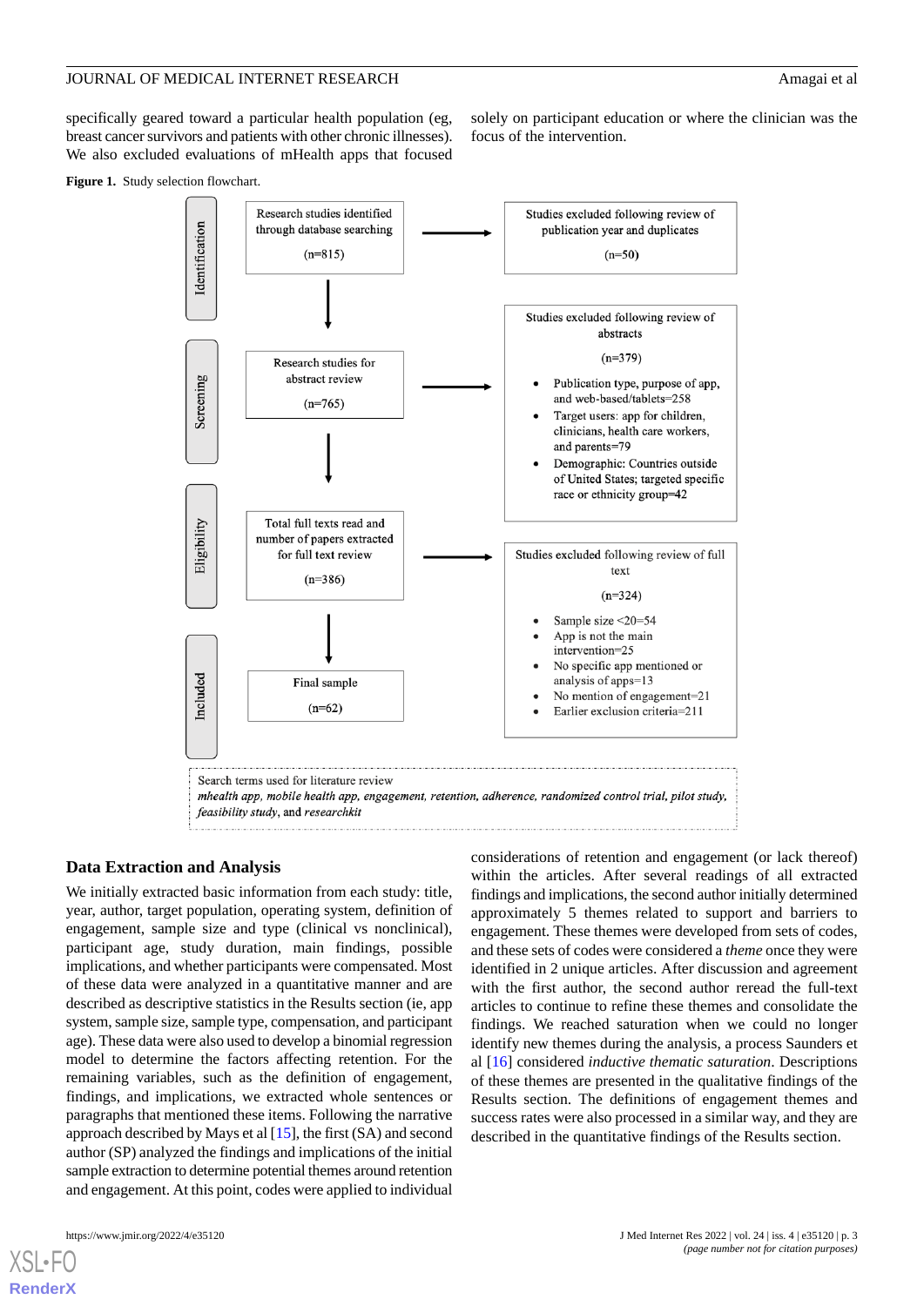specifically geared toward a particular health population (eg, breast cancer survivors and patients with other chronic illnesses). We also excluded evaluations of mHealth apps that focused solely on participant education or where the clinician was the focus of the intervention.

**Figure 1.** Study selection flowchart.

Identification

Research studies identified through database searching (n=815)

Studies excluded following review of publication year and duplicates (n=50)

Screening

Research studies for abstract review (n=765)

Studies excluded following review of abstracts (n=379)

- Publication type, purpose of app, and web-based/tablets=258
- Target users: app for children, clinicians, health care workers, and parents=79
- Demographic: Countries outside of United States; targeted specific race or ethnicity group=42

Eligibility

Total full texts read and number of papers extracted for full text review (n=386)

Studies excluded following review of full text (n=324)

- Sample size <20=54
- App is not the main intervention=25
- No specific app mentioned or analysis of apps=13
- No mention of engagement=21
- Earlier exclusion criteria=211

Included

Final sample (n=62)

Search terms used for literature review
*mhealth app, mobile health app, engagement, retention, adherence, randomized control trial, pilot study, feasibility study*, and *researchkit*

## Data Extraction and Analysis

We initially extracted basic information from each study: title, year, author, target population, operating system, definition of engagement, sample size and type (clinical vs nonclinical), participant age, study duration, main findings, possible implications, and whether participants were compensated. Most of these data were analyzed in a quantitative manner and are described as descriptive statistics in the Results section (ie, app system, sample size, sample type, compensation, and participant age). These data were also used to develop a binomial regression model to determine the factors affecting retention. For the remaining variables, such as the definition of engagement, findings, and implications, we extracted whole sentences or paragraphs that mentioned these items. Following the narrative approach described by Mays et al [15], the first (SA) and second author (SP) analyzed the findings and implications of the initial sample extraction to determine potential themes around retention and engagement. At this point, codes were applied to individual considerations of retention and engagement (or lack thereof) within the articles. After several readings of all extracted findings and implications, the second author initially determined approximately 5 themes related to support and barriers to engagement. These themes were developed from sets of codes, and these sets of codes were considered a *theme* once they were identified in 2 unique articles. After discussion and agreement with the first author, the second author reread the full-text articles to continue to refine these themes and consolidate the findings. We reached saturation when we could no longer identify new themes during the analysis, a process Saunders et al [16] considered *inductive thematic saturation*. Descriptions of these themes are presented in the qualitative findings of the Results section. The definitions of engagement themes and success rates were also processed in a similar way, and they are described in the quantitative findings of the Results section.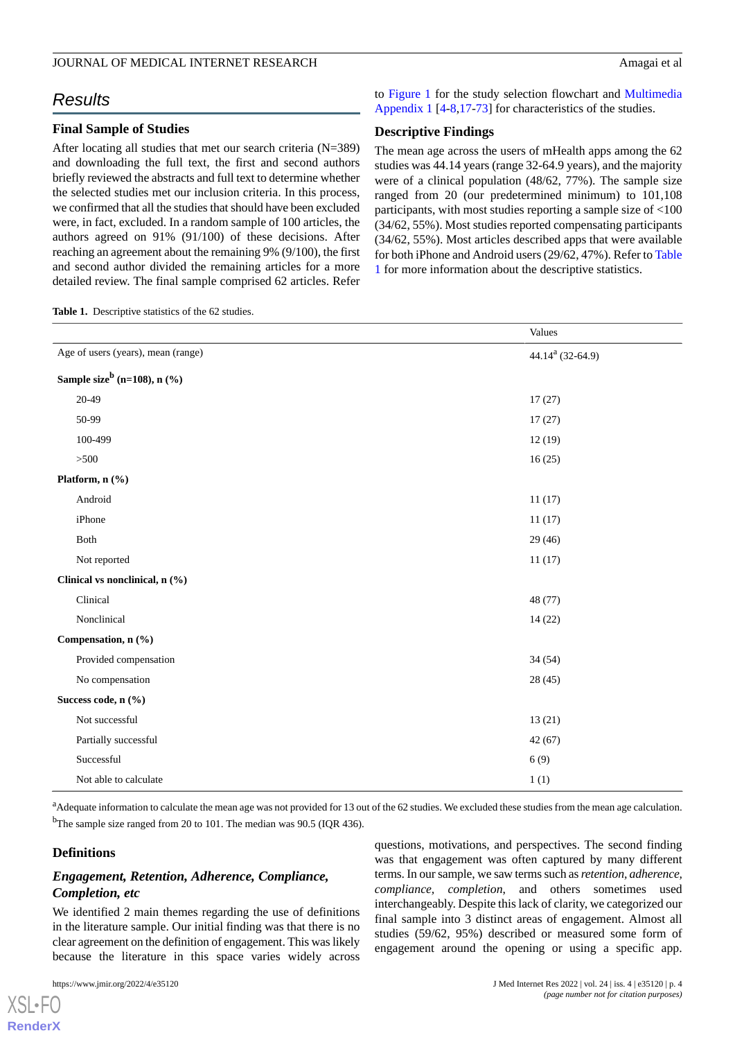## Results

### Final Sample of Studies

After locating all studies that met our search criteria (N=389) and downloading the full text, the first and second authors briefly reviewed the abstracts and full text to determine whether the selected studies met our inclusion criteria. In this process, we confirmed that all the studies that should have been excluded were, in fact, excluded. In a random sample of 100 articles, the authors agreed on 91% (91/100) of these decisions. After reaching an agreement about the remaining 9% (9/100), the first and second author divided the remaining articles for a more detailed review. The final sample comprised 62 articles. Refer to Figure 1 for the study selection flowchart and Multimedia Appendix 1 [4-8,17-73] for characteristics of the studies.

### Descriptive Findings

The mean age across the users of mHealth apps among the 62 studies was 44.14 years (range 32-64.9 years), and the majority were of a clinical population (48/62, 77%). The sample size ranged from 20 (our predetermined minimum) to 101,108 participants, with most studies reporting a sample size of <100 (34/62, 55%). Most studies reported compensating participants (34/62, 55%). Most articles described apps that were available for both iPhone and Android users (29/62, 47%). Refer to Table 1 for more information about the descriptive statistics.

**Table 1.** Descriptive statistics of the 62 studies.

| | Values |
|---|---|
| Age of users (years), mean (range) | 44.14[a] (32-64.9) |
| **Sample size[b] (n=108), n (%)** | |
| 20-49 | 17 (27) |
| 50-99 | 17 (27) |
| 100-499 | 12 (19) |
| >500 | 16 (25) |
| **Platform, n (%)** | |
| Android | 11 (17) |
| iPhone | 11 (17) |
| Both | 29 (46) |
| Not reported | 11 (17) |
| **Clinical vs nonclinical, n (%)** | |
| Clinical | 48 (77) |
| Nonclinical | 14 (22) |
| **Compensation, n (%)** | |
| Provided compensation | 34 (54) |
| No compensation | 28 (45) |
| **Success code, n (%)** | |
| Not successful | 13 (21) |
| Partially successful | 42 (67) |
| Successful | 6 (9) |
| Not able to calculate | 1 (1) |

[a]Adequate information to calculate the mean age was not provided for 13 out of the 62 studies. We excluded these studies from the mean age calculation.

[b]The sample size ranged from 20 to 101. The median was 90.5 (IQR 436).

### Definitions

#### *Engagement, Retention, Adherence, Compliance, Completion, etc*

We identified 2 main themes regarding the use of definitions in the literature sample. Our initial finding was that there is no clear agreement on the definition of engagement. This was likely because the literature in this space varies widely across questions, motivations, and perspectives. The second finding was that engagement was often captured by many different terms. In our sample, we saw terms such as *retention, adherence, compliance, completion,* and others sometimes used interchangeably. Despite this lack of clarity, we categorized our final sample into 3 distinct areas of engagement. Almost all studies (59/62, 95%) described or measured some form of engagement around the opening or using a specific app.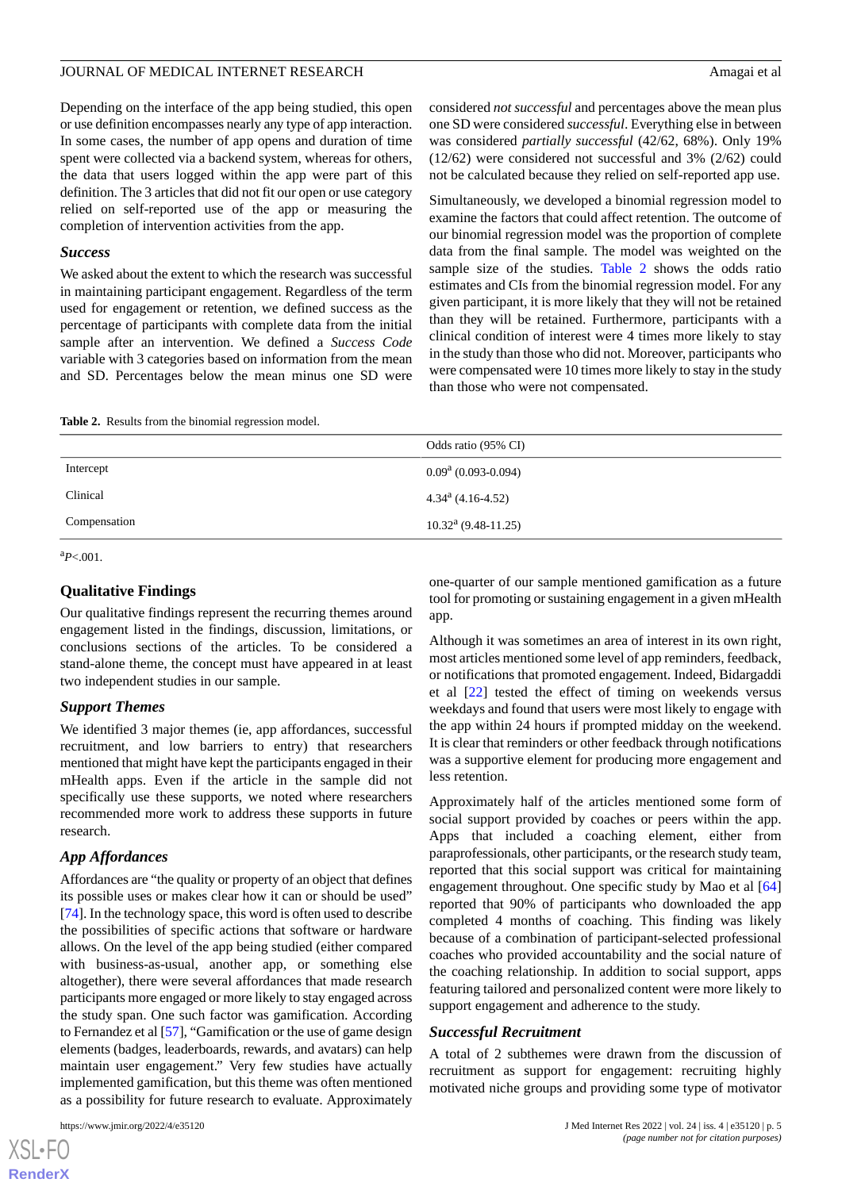Depending on the interface of the app being studied, this open or use definition encompasses nearly any type of app interaction. In some cases, the number of app opens and duration of time spent were collected via a backend system, whereas for others, the data that users logged within the app were part of this definition. The 3 articles that did not fit our open or use category relied on self-reported use of the app or measuring the completion of intervention activities from the app.

### Success

We asked about the extent to which the research was successful in maintaining participant engagement. Regardless of the term used for engagement or retention, we defined success as the percentage of participants with complete data from the initial sample after an intervention. We defined a *Success Code* variable with 3 categories based on information from the mean and SD. Percentages below the mean minus one SD were considered *not successful* and percentages above the mean plus one SD were considered *successful*. Everything else in between was considered *partially successful* (42/62, 68%). Only 19% (12/62) were considered not successful and 3% (2/62) could not be calculated because they relied on self-reported app use.

Simultaneously, we developed a binomial regression model to examine the factors that could affect retention. The outcome of our binomial regression model was the proportion of complete data from the final sample. The model was weighted on the sample size of the studies. Table 2 shows the odds ratio estimates and CIs from the binomial regression model. For any given participant, it is more likely that they will not be retained than they will be retained. Furthermore, participants with a clinical condition of interest were 4 times more likely to stay in the study than those who did not. Moreover, participants who were compensated were 10 times more likely to stay in the study than those who were not compensated.

**Table 2.** Results from the binomial regression model.

| | Odds ratio (95% CI) |
|---|---|
| Intercept | 0.09[a] (0.093-0.094) |
| Clinical | 4.34[a] (4.16-4.52) |
| Compensation | 10.32[a] (9.48-11.25) |

[a] $P<.001$.

## Qualitative Findings

Our qualitative findings represent the recurring themes around engagement listed in the findings, discussion, limitations, or conclusions sections of the articles. To be considered a stand-alone theme, the concept must have appeared in at least two independent studies in our sample.

### Support Themes

We identified 3 major themes (ie, app affordances, successful recruitment, and low barriers to entry) that researchers mentioned that might have kept the participants engaged in their mHealth apps. Even if the article in the sample did not specifically use these supports, we noted where researchers recommended more work to address these supports in future research.

### App Affordances

Affordances are "the quality or property of an object that defines its possible uses or makes clear how it can or should be used" [74]. In the technology space, this word is often used to describe the possibilities of specific actions that software or hardware allows. On the level of the app being studied (either compared with business-as-usual, another app, or something else altogether), there were several affordances that made research participants more engaged or more likely to stay engaged across the study span. One such factor was gamification. According to Fernandez et al [57], "Gamification or the use of game design elements (badges, leaderboards, rewards, and avatars) can help maintain user engagement." Very few studies have actually implemented gamification, but this theme was often mentioned as a possibility for future research to evaluate. Approximately one-quarter of our sample mentioned gamification as a future tool for promoting or sustaining engagement in a given mHealth app.

Although it was sometimes an area of interest in its own right, most articles mentioned some level of app reminders, feedback, or notifications that promoted engagement. Indeed, Bidargaddi et al [22] tested the effect of timing on weekends versus weekdays and found that users were most likely to engage with the app within 24 hours if prompted midday on the weekend. It is clear that reminders or other feedback through notifications was a supportive element for producing more engagement and less retention.

Approximately half of the articles mentioned some form of social support provided by coaches or peers within the app. Apps that included a coaching element, either from paraprofessionals, other participants, or the research study team, reported that this social support was critical for maintaining engagement throughout. One specific study by Mao et al [64] reported that 90% of participants who downloaded the app completed 4 months of coaching. This finding was likely because of a combination of participant-selected professional coaches who provided accountability and the social nature of the coaching relationship. In addition to social support, apps featuring tailored and personalized content were more likely to support engagement and adherence to the study.

### Successful Recruitment

A total of 2 subthemes were drawn from the discussion of recruitment as support for engagement: recruiting highly motivated niche groups and providing some type of motivator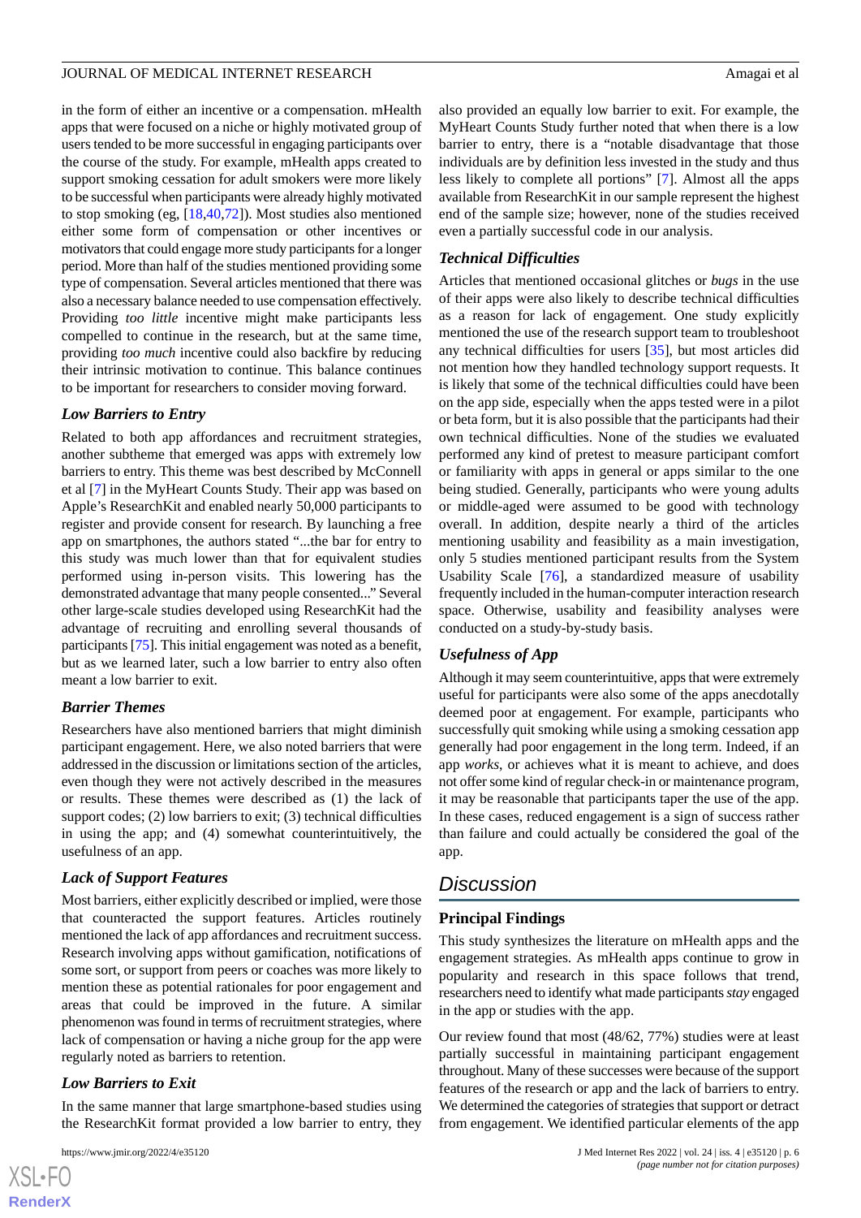in the form of either an incentive or a compensation. mHealth apps that were focused on a niche or highly motivated group of users tended to be more successful in engaging participants over the course of the study. For example, mHealth apps created to support smoking cessation for adult smokers were more likely to be successful when participants were already highly motivated to stop smoking (eg, [18,40,72]). Most studies also mentioned either some form of compensation or other incentives or motivators that could engage more study participants for a longer period. More than half of the studies mentioned providing some type of compensation. Several articles mentioned that there was also a necessary balance needed to use compensation effectively. Providing *too little* incentive might make participants less compelled to continue in the research, but at the same time, providing *too much* incentive could also backfire by reducing their intrinsic motivation to continue. This balance continues to be important for researchers to consider moving forward.

### Low Barriers to Entry

Related to both app affordances and recruitment strategies, another subtheme that emerged was apps with extremely low barriers to entry. This theme was best described by McConnell et al [7] in the MyHeart Counts Study. Their app was based on Apple's ResearchKit and enabled nearly 50,000 participants to register and provide consent for research. By launching a free app on smartphones, the authors stated "...the bar for entry to this study was much lower than that for equivalent studies performed using in-person visits. This lowering has the demonstrated advantage that many people consented..." Several other large-scale studies developed using ResearchKit had the advantage of recruiting and enrolling several thousands of participants [75]. This initial engagement was noted as a benefit, but as we learned later, such a low barrier to entry also often meant a low barrier to exit.

### Barrier Themes

Researchers have also mentioned barriers that might diminish participant engagement. Here, we also noted barriers that were addressed in the discussion or limitations section of the articles, even though they were not actively described in the measures or results. These themes were described as (1) the lack of support codes; (2) low barriers to exit; (3) technical difficulties in using the app; and (4) somewhat counterintuitively, the usefulness of an app.

### Lack of Support Features

Most barriers, either explicitly described or implied, were those that counteracted the support features. Articles routinely mentioned the lack of app affordances and recruitment success. Research involving apps without gamification, notifications of some sort, or support from peers or coaches was more likely to mention these as potential rationales for poor engagement and areas that could be improved in the future. A similar phenomenon was found in terms of recruitment strategies, where lack of compensation or having a niche group for the app were regularly noted as barriers to retention.

### Low Barriers to Exit

In the same manner that large smartphone-based studies using the ResearchKit format provided a low barrier to entry, they also provided an equally low barrier to exit. For example, the MyHeart Counts Study further noted that when there is a low barrier to entry, there is a "notable disadvantage that those individuals are by definition less invested in the study and thus less likely to complete all portions" [7]. Almost all the apps available from ResearchKit in our sample represent the highest end of the sample size; however, none of the studies received even a partially successful code in our analysis.

### Technical Difficulties

Articles that mentioned occasional glitches or *bugs* in the use of their apps were also likely to describe technical difficulties as a reason for lack of engagement. One study explicitly mentioned the use of the research support team to troubleshoot any technical difficulties for users [35], but most articles did not mention how they handled technology support requests. It is likely that some of the technical difficulties could have been on the app side, especially when the apps tested were in a pilot or beta form, but it is also possible that the participants had their own technical difficulties. None of the studies we evaluated performed any kind of pretest to measure participant comfort or familiarity with apps in general or apps similar to the one being studied. Generally, participants who were young adults or middle-aged were assumed to be good with technology overall. In addition, despite nearly a third of the articles mentioning usability and feasibility as a main investigation, only 5 studies mentioned participant results from the System Usability Scale [76], a standardized measure of usability frequently included in the human-computer interaction research space. Otherwise, usability and feasibility analyses were conducted on a study-by-study basis.

### Usefulness of App

Although it may seem counterintuitive, apps that were extremely useful for participants were also some of the apps anecdotally deemed poor at engagement. For example, participants who successfully quit smoking while using a smoking cessation app generally had poor engagement in the long term. Indeed, if an app *works*, or achieves what it is meant to achieve, and does not offer some kind of regular check-in or maintenance program, it may be reasonable that participants taper the use of the app. In these cases, reduced engagement is a sign of success rather than failure and could actually be considered the goal of the app.

## Discussion

### Principal Findings

This study synthesizes the literature on mHealth apps and the engagement strategies. As mHealth apps continue to grow in popularity and research in this space follows that trend, researchers need to identify what made participants *stay* engaged in the app or studies with the app.

Our review found that most (48/62, 77%) studies were at least partially successful in maintaining participant engagement throughout. Many of these successes were because of the support features of the research or app and the lack of barriers to entry. We determined the categories of strategies that support or detract from engagement. We identified particular elements of the app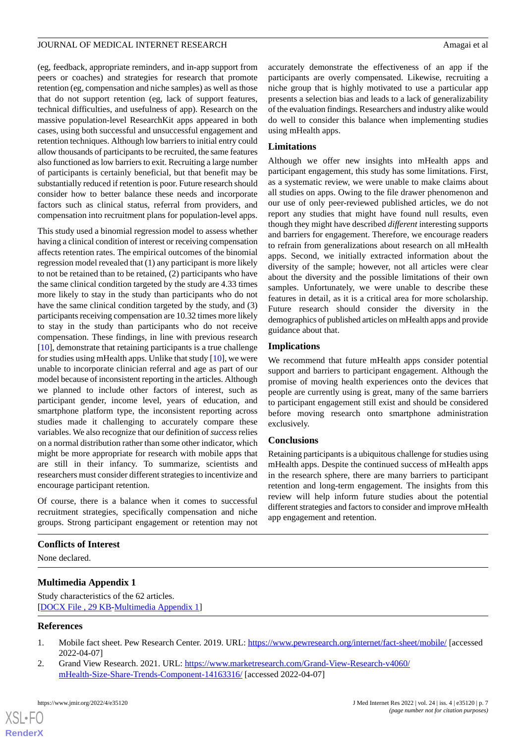(eg, feedback, appropriate reminders, and in-app support from peers or coaches) and strategies for research that promote retention (eg, compensation and niche samples) as well as those that do not support retention (eg, lack of support features, technical difficulties, and usefulness of app). Research on the massive population-level ResearchKit apps appeared in both cases, using both successful and unsuccessful engagement and retention techniques. Although low barriers to initial entry could allow thousands of participants to be recruited, the same features also functioned as low barriers to exit. Recruiting a large number of participants is certainly beneficial, but that benefit may be substantially reduced if retention is poor. Future research should consider how to better balance these needs and incorporate factors such as clinical status, referral from providers, and compensation into recruitment plans for population-level apps.

This study used a binomial regression model to assess whether having a clinical condition of interest or receiving compensation affects retention rates. The empirical outcomes of the binomial regression model revealed that (1) any participant is more likely to not be retained than to be retained, (2) participants who have the same clinical condition targeted by the study are 4.33 times more likely to stay in the study than participants who do not have the same clinical condition targeted by the study, and (3) participants receiving compensation are 10.32 times more likely to stay in the study than participants who do not receive compensation. These findings, in line with previous research [10], demonstrate that retaining participants is a true challenge for studies using mHealth apps. Unlike that study [10], we were unable to incorporate clinician referral and age as part of our model because of inconsistent reporting in the articles. Although we planned to include other factors of interest, such as participant gender, income level, years of education, and smartphone platform type, the inconsistent reporting across studies made it challenging to accurately compare these variables. We also recognize that our definition of *success* relies on a normal distribution rather than some other indicator, which might be more appropriate for research with mobile apps that are still in their infancy. To summarize, scientists and researchers must consider different strategies to incentivize and encourage participant retention.

Of course, there is a balance when it comes to successful recruitment strategies, specifically compensation and niche groups. Strong participant engagement or retention may not accurately demonstrate the effectiveness of an app if the participants are overly compensated. Likewise, recruiting a niche group that is highly motivated to use a particular app presents a selection bias and leads to a lack of generalizability of the evaluation findings. Researchers and industry alike would do well to consider this balance when implementing studies using mHealth apps.

## Limitations

Although we offer new insights into mHealth apps and participant engagement, this study has some limitations. First, as a systematic review, we were unable to make claims about all studies on apps. Owing to the file drawer phenomenon and our use of only peer-reviewed published articles, we do not report any studies that might have found null results, even though they might have described *different* interesting supports and barriers for engagement. Therefore, we encourage readers to refrain from generalizations about research on all mHealth apps. Second, we initially extracted information about the diversity of the sample; however, not all articles were clear about the diversity and the possible limitations of their own samples. Unfortunately, we were unable to describe these features in detail, as it is a critical area for more scholarship. Future research should consider the diversity in the demographics of published articles on mHealth apps and provide guidance about that.

## Implications

We recommend that future mHealth apps consider potential support and barriers to participant engagement. Although the promise of moving health experiences onto the devices that people are currently using is great, many of the same barriers to participant engagement still exist and should be considered before moving research onto smartphone administration exclusively.

## Conclusions

Retaining participants is a ubiquitous challenge for studies using mHealth apps. Despite the continued success of mHealth apps in the research sphere, there are many barriers to participant retention and long-term engagement. The insights from this review will help inform future studies about the potential different strategies and factors to consider and improve mHealth app engagement and retention.

## Conflicts of Interest

None declared.

## Multimedia Appendix 1

Study characteristics of the 62 articles.
[DOCX File , 29 KB-Multimedia Appendix 1]

## References

1. Mobile fact sheet. Pew Research Center. 2019. URL: https://www.pewresearch.org/internet/fact-sheet/mobile/ [accessed 2022-04-07]
2. Grand View Research. 2021. URL: https://www.marketresearch.com/Grand-View-Research-v4060/mHealth-Size-Share-Trends-Component-14163316/ [accessed 2022-04-07]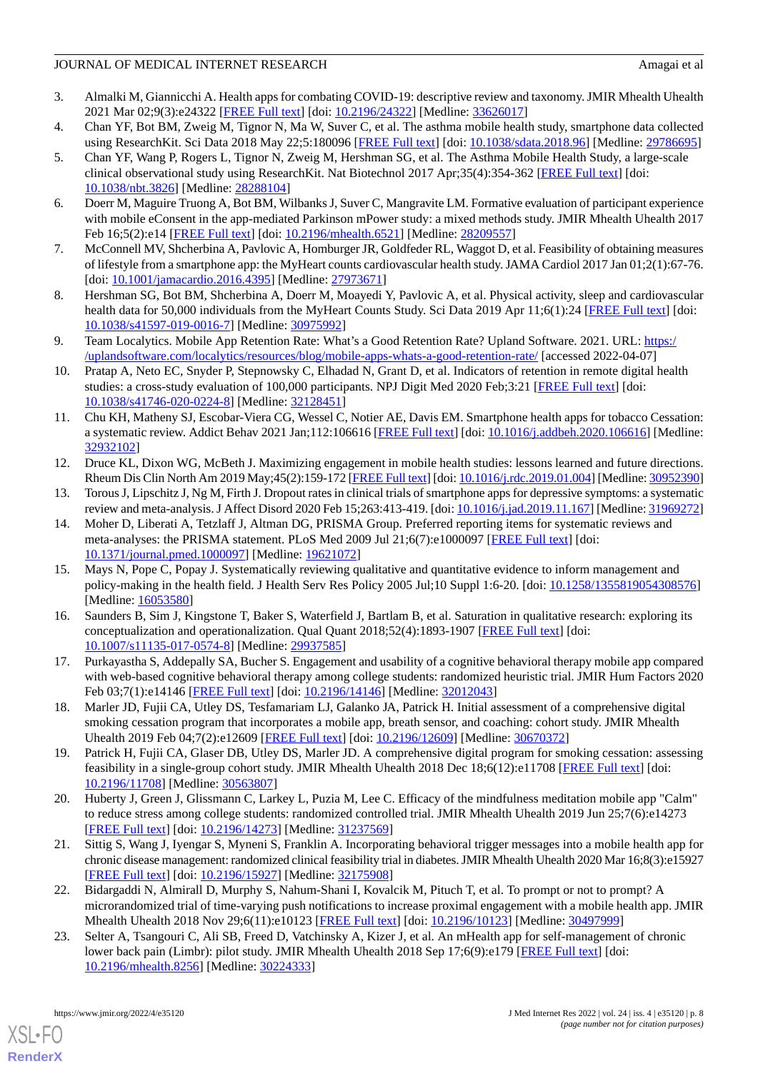3. Almalki M, Giannicchi A. Health apps for combating COVID-19: descriptive review and taxonomy. JMIR Mhealth Uhealth 2021 Mar 02;9(3):e24322 [FREE Full text] [doi: 10.2196/24322] [Medline: 33626017]
4. Chan YF, Bot BM, Zweig M, Tignor N, Ma W, Suver C, et al. The asthma mobile health study, smartphone data collected using ResearchKit. Sci Data 2018 May 22;5:180096 [FREE Full text] [doi: 10.1038/sdata.2018.96] [Medline: 29786695]
5. Chan YF, Wang P, Rogers L, Tignor N, Zweig M, Hershman SG, et al. The Asthma Mobile Health Study, a large-scale clinical observational study using ResearchKit. Nat Biotechnol 2017 Apr;35(4):354-362 [FREE Full text] [doi: 10.1038/nbt.3826] [Medline: 28288104]
6. Doerr M, Maguire Truong A, Bot BM, Wilbanks J, Suver C, Mangravite LM. Formative evaluation of participant experience with mobile eConsent in the app-mediated Parkinson mPower study: a mixed methods study. JMIR Mhealth Uhealth 2017 Feb 16;5(2):e14 [FREE Full text] [doi: 10.2196/mhealth.6521] [Medline: 28209557]
7. McConnell MV, Shcherbina A, Pavlovic A, Homburger JR, Goldfeder RL, Waggot D, et al. Feasibility of obtaining measures of lifestyle from a smartphone app: the MyHeart counts cardiovascular health study. JAMA Cardiol 2017 Jan 01;2(1):67-76. [doi: 10.1001/jamacardio.2016.4395] [Medline: 27973671]
8. Hershman SG, Bot BM, Shcherbina A, Doerr M, Moayedi Y, Pavlovic A, et al. Physical activity, sleep and cardiovascular health data for 50,000 individuals from the MyHeart Counts Study. Sci Data 2019 Apr 11;6(1):24 [FREE Full text] [doi: 10.1038/s41597-019-0016-7] [Medline: 30975992]
9. Team Localytics. Mobile App Retention Rate: What's a Good Retention Rate? Upland Software. 2021. URL: https://uplandsoftware.com/localytics/resources/blog/mobile-apps-whats-a-good-retention-rate/ [accessed 2022-04-07]
10. Pratap A, Neto EC, Snyder P, Stepnowsky C, Elhadad N, Grant D, et al. Indicators of retention in remote digital health studies: a cross-study evaluation of 100,000 participants. NPJ Digit Med 2020 Feb;3:21 [FREE Full text] [doi: 10.1038/s41746-020-0224-8] [Medline: 32128451]
11. Chu KH, Matheny SJ, Escobar-Viera CG, Wessel C, Notier AE, Davis EM. Smartphone health apps for tobacco Cessation: a systematic review. Addict Behav 2021 Jan;112:106616 [FREE Full text] [doi: 10.1016/j.addbeh.2020.106616] [Medline: 32932102]
12. Druce KL, Dixon WG, McBeth J. Maximizing engagement in mobile health studies: lessons learned and future directions. Rheum Dis Clin North Am 2019 May;45(2):159-172 [FREE Full text] [doi: 10.1016/j.rdc.2019.01.004] [Medline: 30952390]
13. Torous J, Lipschitz J, Ng M, Firth J. Dropout rates in clinical trials of smartphone apps for depressive symptoms: a systematic review and meta-analysis. J Affect Disord 2020 Feb 15;263:413-419. [doi: 10.1016/j.jad.2019.11.167] [Medline: 31969272]
14. Moher D, Liberati A, Tetzlaff J, Altman DG, PRISMA Group. Preferred reporting items for systematic reviews and meta-analyses: the PRISMA statement. PLoS Med 2009 Jul 21;6(7):e1000097 [FREE Full text] [doi: 10.1371/journal.pmed.1000097] [Medline: 19621072]
15. Mays N, Pope C, Popay J. Systematically reviewing qualitative and quantitative evidence to inform management and policy-making in the health field. J Health Serv Res Policy 2005 Jul;10 Suppl 1:6-20. [doi: 10.1258/1355819054308576] [Medline: 16053580]
16. Saunders B, Sim J, Kingstone T, Baker S, Waterfield J, Bartlam B, et al. Saturation in qualitative research: exploring its conceptualization and operationalization. Qual Quant 2018;52(4):1893-1907 [FREE Full text] [doi: 10.1007/s11135-017-0574-8] [Medline: 29937585]
17. Purkayastha S, Addepally SA, Bucher S. Engagement and usability of a cognitive behavioral therapy mobile app compared with web-based cognitive behavioral therapy among college students: randomized heuristic trial. JMIR Hum Factors 2020 Feb 03;7(1):e14146 [FREE Full text] [doi: 10.2196/14146] [Medline: 32012043]
18. Marler JD, Fujii CA, Utley DS, Tesfamariam LJ, Galanko JA, Patrick H. Initial assessment of a comprehensive digital smoking cessation program that incorporates a mobile app, breath sensor, and coaching: cohort study. JMIR Mhealth Uhealth 2019 Feb 04;7(2):e12609 [FREE Full text] [doi: 10.2196/12609] [Medline: 30670372]
19. Patrick H, Fujii CA, Glaser DB, Utley DS, Marler JD. A comprehensive digital program for smoking cessation: assessing feasibility in a single-group cohort study. JMIR Mhealth Uhealth 2018 Dec 18;6(12):e11708 [FREE Full text] [doi: 10.2196/11708] [Medline: 30563807]
20. Huberty J, Green J, Glissmann C, Larkey L, Puzia M, Lee C. Efficacy of the mindfulness meditation mobile app "Calm" to reduce stress among college students: randomized controlled trial. JMIR Mhealth Uhealth 2019 Jun 25;7(6):e14273 [FREE Full text] [doi: 10.2196/14273] [Medline: 31237569]
21. Sittig S, Wang J, Iyengar S, Myneni S, Franklin A. Incorporating behavioral trigger messages into a mobile health app for chronic disease management: randomized clinical feasibility trial in diabetes. JMIR Mhealth Uhealth 2020 Mar 16;8(3):e15927 [FREE Full text] [doi: 10.2196/15927] [Medline: 32175908]
22. Bidargaddi N, Almirall D, Murphy S, Nahum-Shani I, Kovalcik M, Pituch T, et al. To prompt or not to prompt? A microrandomized trial of time-varying push notifications to increase proximal engagement with a mobile health app. JMIR Mhealth Uhealth 2018 Nov 29;6(11):e10123 [FREE Full text] [doi: 10.2196/10123] [Medline: 30497999]
23. Selter A, Tsangouri C, Ali SB, Freed D, Vatchinsky A, Kizer J, et al. An mHealth app for self-management of chronic lower back pain (Limbr): pilot study. JMIR Mhealth Uhealth 2018 Sep 17;6(9):e179 [FREE Full text] [doi: 10.2196/mhealth.8256] [Medline: 30224333]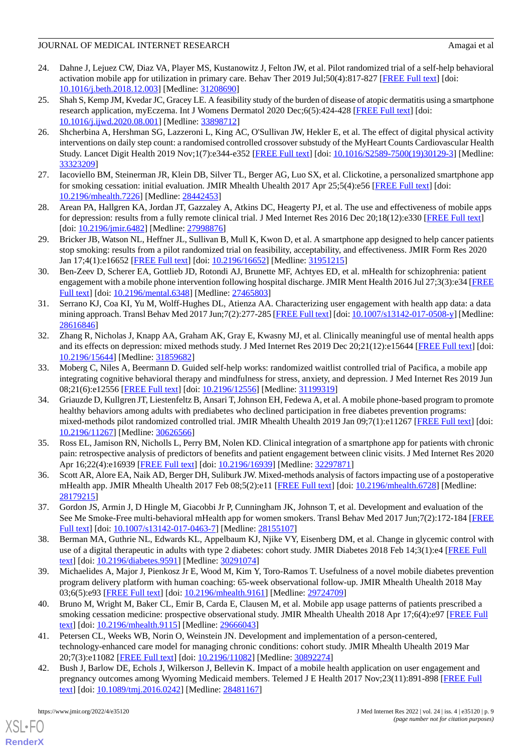24. Dahne J, Lejuez CW, Diaz VA, Player MS, Kustanowitz J, Felton JW, et al. Pilot randomized trial of a self-help behavioral activation mobile app for utilization in primary care. Behav Ther 2019 Jul;50(4):817-827 [FREE Full text] [doi: 10.1016/j.beth.2018.12.003] [Medline: 31208690]
25. Shah S, Kemp JM, Kvedar JC, Gracey LE. A feasibility study of the burden of disease of atopic dermatitis using a smartphone research application, myEczema. Int J Womens Dermatol 2020 Dec;6(5):424-428 [FREE Full text] [doi: 10.1016/j.ijwd.2020.08.001] [Medline: 33898712]
26. Shcherbina A, Hershman SG, Lazzeroni L, King AC, O'Sullivan JW, Hekler E, et al. The effect of digital physical activity interventions on daily step count: a randomised controlled crossover substudy of the MyHeart Counts Cardiovascular Health Study. Lancet Digit Health 2019 Nov;1(7):e344-e352 [FREE Full text] [doi: 10.1016/S2589-7500(19)30129-3] [Medline: 33323209]
27. Iacoviello BM, Steinerman JR, Klein DB, Silver TL, Berger AG, Luo SX, et al. Clickotine, a personalized smartphone app for smoking cessation: initial evaluation. JMIR Mhealth Uhealth 2017 Apr 25;5(4):e56 [FREE Full text] [doi: 10.2196/mhealth.7226] [Medline: 28442453]
28. Arean PA, Hallgren KA, Jordan JT, Gazzaley A, Atkins DC, Heagerty PJ, et al. The use and effectiveness of mobile apps for depression: results from a fully remote clinical trial. J Med Internet Res 2016 Dec 20;18(12):e330 [FREE Full text] [doi: 10.2196/jmir.6482] [Medline: 27998876]
29. Bricker JB, Watson NL, Heffner JL, Sullivan B, Mull K, Kwon D, et al. A smartphone app designed to help cancer patients stop smoking: results from a pilot randomized trial on feasibility, acceptability, and effectiveness. JMIR Form Res 2020 Jan 17;4(1):e16652 [FREE Full text] [doi: 10.2196/16652] [Medline: 31951215]
30. Ben-Zeev D, Scherer EA, Gottlieb JD, Rotondi AJ, Brunette MF, Achtyes ED, et al. mHealth for schizophrenia: patient engagement with a mobile phone intervention following hospital discharge. JMIR Ment Health 2016 Jul 27;3(3):e34 [FREE Full text] [doi: 10.2196/mental.6348] [Medline: 27465803]
31. Serrano KJ, Coa KI, Yu M, Wolff-Hughes DL, Atienza AA. Characterizing user engagement with health app data: a data mining approach. Transl Behav Med 2017 Jun;7(2):277-285 [FREE Full text] [doi: 10.1007/s13142-017-0508-y] [Medline: 28616846]
32. Zhang R, Nicholas J, Knapp AA, Graham AK, Gray E, Kwasny MJ, et al. Clinically meaningful use of mental health apps and its effects on depression: mixed methods study. J Med Internet Res 2019 Dec 20;21(12):e15644 [FREE Full text] [doi: 10.2196/15644] [Medline: 31859682]
33. Moberg C, Niles A, Beermann D. Guided self-help works: randomized waitlist controlled trial of Pacifica, a mobile app integrating cognitive behavioral therapy and mindfulness for stress, anxiety, and depression. J Med Internet Res 2019 Jun 08;21(6):e12556 [FREE Full text] [doi: 10.2196/12556] [Medline: 31199319]
34. Griauzde D, Kullgren JT, Liestenfeltz B, Ansari T, Johnson EH, Fedewa A, et al. A mobile phone-based program to promote healthy behaviors among adults with prediabetes who declined participation in free diabetes prevention programs: mixed-methods pilot randomized controlled trial. JMIR Mhealth Uhealth 2019 Jan 09;7(1):e11267 [FREE Full text] [doi: 10.2196/11267] [Medline: 30626566]
35. Ross EL, Jamison RN, Nicholls L, Perry BM, Nolen KD. Clinical integration of a smartphone app for patients with chronic pain: retrospective analysis of predictors of benefits and patient engagement between clinic visits. J Med Internet Res 2020 Apr 16;22(4):e16939 [FREE Full text] [doi: 10.2196/16939] [Medline: 32297871]
36. Scott AR, Alore EA, Naik AD, Berger DH, Suliburk JW. Mixed-methods analysis of factors impacting use of a postoperative mHealth app. JMIR Mhealth Uhealth 2017 Feb 08;5(2):e11 [FREE Full text] [doi: 10.2196/mhealth.6728] [Medline: 28179215]
37. Gordon JS, Armin J, D Hingle M, Giacobbi Jr P, Cunningham JK, Johnson T, et al. Development and evaluation of the See Me Smoke-Free multi-behavioral mHealth app for women smokers. Transl Behav Med 2017 Jun;7(2):172-184 [FREE Full text] [doi: 10.1007/s13142-017-0463-7] [Medline: 28155107]
38. Berman MA, Guthrie NL, Edwards KL, Appelbaum KJ, Njike VY, Eisenberg DM, et al. Change in glycemic control with use of a digital therapeutic in adults with type 2 diabetes: cohort study. JMIR Diabetes 2018 Feb 14;3(1):e4 [FREE Full text] [doi: 10.2196/diabetes.9591] [Medline: 30291074]
39. Michaelides A, Major J, Pienkosz Jr E, Wood M, Kim Y, Toro-Ramos T. Usefulness of a novel mobile diabetes prevention program delivery platform with human coaching: 65-week observational follow-up. JMIR Mhealth Uhealth 2018 May 03;6(5):e93 [FREE Full text] [doi: 10.2196/mhealth.9161] [Medline: 29724709]
40. Bruno M, Wright M, Baker CL, Emir B, Carda E, Clausen M, et al. Mobile app usage patterns of patients prescribed a smoking cessation medicine: prospective observational study. JMIR Mhealth Uhealth 2018 Apr 17;6(4):e97 [FREE Full text] [doi: 10.2196/mhealth.9115] [Medline: 29666043]
41. Petersen CL, Weeks WB, Norin O, Weinstein JN. Development and implementation of a person-centered, technology-enhanced care model for managing chronic conditions: cohort study. JMIR Mhealth Uhealth 2019 Mar 20;7(3):e11082 [FREE Full text] [doi: 10.2196/11082] [Medline: 30892274]
42. Bush J, Barlow DE, Echols J, Wilkerson J, Bellevin K. Impact of a mobile health application on user engagement and pregnancy outcomes among Wyoming Medicaid members. Telemed J E Health 2017 Nov;23(11):891-898 [FREE Full text] [doi: 10.1089/tmj.2016.0242] [Medline: 28481167]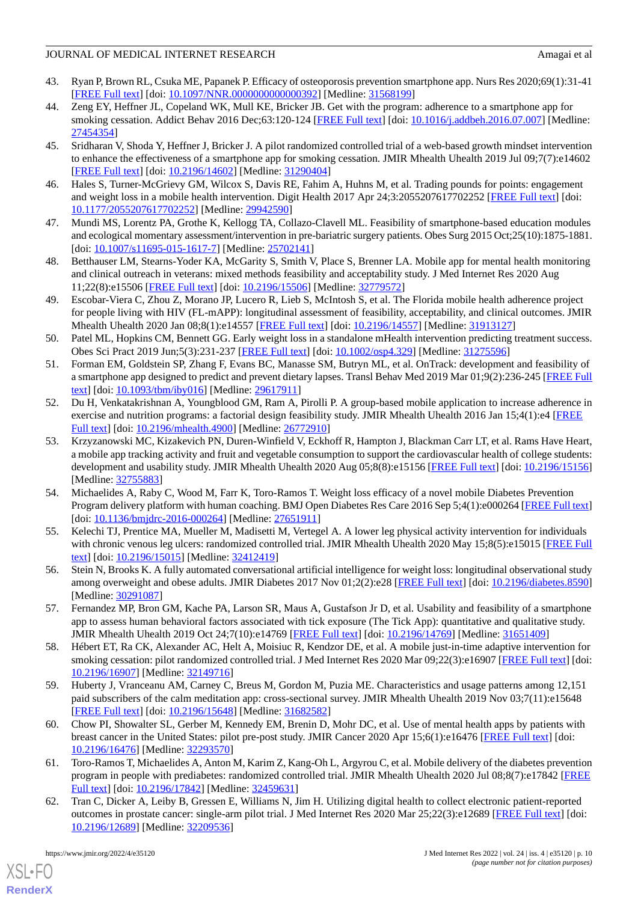43. Ryan P, Brown RL, Csuka ME, Papanek P. Efficacy of osteoporosis prevention smartphone app. Nurs Res 2020;69(1):31-41 [FREE Full text] [doi: 10.1097/NNR.0000000000000392] [Medline: 31568199]
44. Zeng EY, Heffner JL, Copeland WK, Mull KE, Bricker JB. Get with the program: adherence to a smartphone app for smoking cessation. Addict Behav 2016 Dec;63:120-124 [FREE Full text] [doi: 10.1016/j.addbeh.2016.07.007] [Medline: 27454354]
45. Sridharan V, Shoda Y, Heffner J, Bricker J. A pilot randomized controlled trial of a web-based growth mindset intervention to enhance the effectiveness of a smartphone app for smoking cessation. JMIR Mhealth Uhealth 2019 Jul 09;7(7):e14602 [FREE Full text] [doi: 10.2196/14602] [Medline: 31290404]
46. Hales S, Turner-McGrievy GM, Wilcox S, Davis RE, Fahim A, Huhns M, et al. Trading pounds for points: engagement and weight loss in a mobile health intervention. Digit Health 2017 Apr 24;3:2055207617702252 [FREE Full text] [doi: 10.1177/2055207617702252] [Medline: 29942590]
47. Mundi MS, Lorentz PA, Grothe K, Kellogg TA, Collazo-Clavell ML. Feasibility of smartphone-based education modules and ecological momentary assessment/intervention in pre-bariatric surgery patients. Obes Surg 2015 Oct;25(10):1875-1881. [doi: 10.1007/s11695-015-1617-7] [Medline: 25702141]
48. Betthauser LM, Stearns-Yoder KA, McGarity S, Smith V, Place S, Brenner LA. Mobile app for mental health monitoring and clinical outreach in veterans: mixed methods feasibility and acceptability study. J Med Internet Res 2020 Aug 11;22(8):e15506 [FREE Full text] [doi: 10.2196/15506] [Medline: 32779572]
49. Escobar-Viera C, Zhou Z, Morano JP, Lucero R, Lieb S, McIntosh S, et al. The Florida mobile health adherence project for people living with HIV (FL-mAPP): longitudinal assessment of feasibility, acceptability, and clinical outcomes. JMIR Mhealth Uhealth 2020 Jan 08;8(1):e14557 [FREE Full text] [doi: 10.2196/14557] [Medline: 31913127]
50. Patel ML, Hopkins CM, Bennett GG. Early weight loss in a standalone mHealth intervention predicting treatment success. Obes Sci Pract 2019 Jun;5(3):231-237 [FREE Full text] [doi: 10.1002/osp4.329] [Medline: 31275596]
51. Forman EM, Goldstein SP, Zhang F, Evans BC, Manasse SM, Butryn ML, et al. OnTrack: development and feasibility of a smartphone app designed to predict and prevent dietary lapses. Transl Behav Med 2019 Mar 01;9(2):236-245 [FREE Full text] [doi: 10.1093/tbm/iby016] [Medline: 29617911]
52. Du H, Venkatakrishnan A, Youngblood GM, Ram A, Pirolli P. A group-based mobile application to increase adherence in exercise and nutrition programs: a factorial design feasibility study. JMIR Mhealth Uhealth 2016 Jan 15;4(1):e4 [FREE Full text] [doi: 10.2196/mhealth.4900] [Medline: 26772910]
53. Krzyzanowski MC, Kizakevich PN, Duren-Winfield V, Eckhoff R, Hampton J, Blackman Carr LT, et al. Rams Have Heart, a mobile app tracking activity and fruit and vegetable consumption to support the cardiovascular health of college students: development and usability study. JMIR Mhealth Uhealth 2020 Aug 05;8(8):e15156 [FREE Full text] [doi: 10.2196/15156] [Medline: 32755883]
54. Michaelides A, Raby C, Wood M, Farr K, Toro-Ramos T. Weight loss efficacy of a novel mobile Diabetes Prevention Program delivery platform with human coaching. BMJ Open Diabetes Res Care 2016 Sep 5;4(1):e000264 [FREE Full text] [doi: 10.1136/bmjdrc-2016-000264] [Medline: 27651911]
55. Kelechi TJ, Prentice MA, Mueller M, Madisetti M, Vertegel A. A lower leg physical activity intervention for individuals with chronic venous leg ulcers: randomized controlled trial. JMIR Mhealth Uhealth 2020 May 15;8(5):e15015 [FREE Full text] [doi: 10.2196/15015] [Medline: 32412419]
56. Stein N, Brooks K. A fully automated conversational artificial intelligence for weight loss: longitudinal observational study among overweight and obese adults. JMIR Diabetes 2017 Nov 01;2(2):e28 [FREE Full text] [doi: 10.2196/diabetes.8590] [Medline: 30291087]
57. Fernandez MP, Bron GM, Kache PA, Larson SR, Maus A, Gustafson Jr D, et al. Usability and feasibility of a smartphone app to assess human behavioral factors associated with tick exposure (The Tick App): quantitative and qualitative study. JMIR Mhealth Uhealth 2019 Oct 24;7(10):e14769 [FREE Full text] [doi: 10.2196/14769] [Medline: 31651409]
58. Hébert ET, Ra CK, Alexander AC, Helt A, Moisiuc R, Kendzor DE, et al. A mobile just-in-time adaptive intervention for smoking cessation: pilot randomized controlled trial. J Med Internet Res 2020 Mar 09;22(3):e16907 [FREE Full text] [doi: 10.2196/16907] [Medline: 32149716]
59. Huberty J, Vranceanu AM, Carney C, Breus M, Gordon M, Puzia ME. Characteristics and usage patterns among 12,151 paid subscribers of the calm meditation app: cross-sectional survey. JMIR Mhealth Uhealth 2019 Nov 03;7(11):e15648 [FREE Full text] [doi: 10.2196/15648] [Medline: 31682582]
60. Chow PI, Showalter SL, Gerber M, Kennedy EM, Brenin D, Mohr DC, et al. Use of mental health apps by patients with breast cancer in the United States: pilot pre-post study. JMIR Cancer 2020 Apr 15;6(1):e16476 [FREE Full text] [doi: 10.2196/16476] [Medline: 32293570]
61. Toro-Ramos T, Michaelides A, Anton M, Karim Z, Kang-Oh L, Argyrou C, et al. Mobile delivery of the diabetes prevention program in people with prediabetes: randomized controlled trial. JMIR Mhealth Uhealth 2020 Jul 08;8(7):e17842 [FREE Full text] [doi: 10.2196/17842] [Medline: 32459631]
62. Tran C, Dicker A, Leiby B, Gressen E, Williams N, Jim H. Utilizing digital health to collect electronic patient-reported outcomes in prostate cancer: single-arm pilot trial. J Med Internet Res 2020 Mar 25;22(3):e12689 [FREE Full text] [doi: 10.2196/12689] [Medline: 32209536]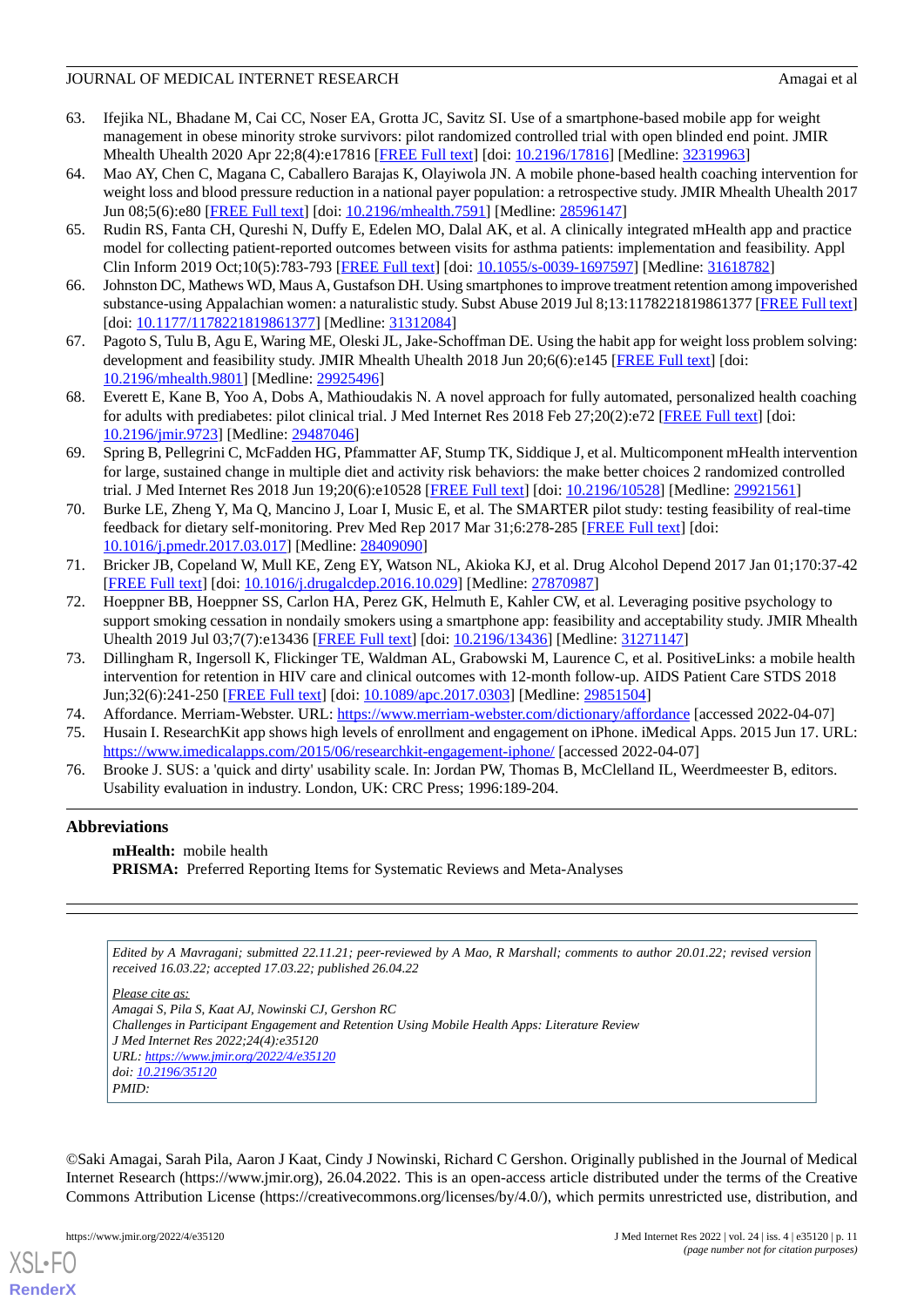63. Ifejika NL, Bhadane M, Cai CC, Noser EA, Grotta JC, Savitz SI. Use of a smartphone-based mobile app for weight management in obese minority stroke survivors: pilot randomized controlled trial with open blinded end point. JMIR Mhealth Uhealth 2020 Apr 22;8(4):e17816 [FREE Full text] [doi: 10.2196/17816] [Medline: 32319963]
64. Mao AY, Chen C, Magana C, Caballero Barajas K, Olayiwola JN. A mobile phone-based health coaching intervention for weight loss and blood pressure reduction in a national payer population: a retrospective study. JMIR Mhealth Uhealth 2017 Jun 08;5(6):e80 [FREE Full text] [doi: 10.2196/mhealth.7591] [Medline: 28596147]
65. Rudin RS, Fanta CH, Qureshi N, Duffy E, Edelen MO, Dalal AK, et al. A clinically integrated mHealth app and practice model for collecting patient-reported outcomes between visits for asthma patients: implementation and feasibility. Appl Clin Inform 2019 Oct;10(5):783-793 [FREE Full text] [doi: 10.1055/s-0039-1697597] [Medline: 31618782]
66. Johnston DC, Mathews WD, Maus A, Gustafson DH. Using smartphones to improve treatment retention among impoverished substance-using Appalachian women: a naturalistic study. Subst Abuse 2019 Jul 8;13:1178221819861377 [FREE Full text] [doi: 10.1177/1178221819861377] [Medline: 31312084]
67. Pagoto S, Tulu B, Agu E, Waring ME, Oleski JL, Jake-Schoffman DE. Using the habit app for weight loss problem solving: development and feasibility study. JMIR Mhealth Uhealth 2018 Jun 20;6(6):e145 [FREE Full text] [doi: 10.2196/mhealth.9801] [Medline: 29925496]
68. Everett E, Kane B, Yoo A, Dobs A, Mathioudakis N. A novel approach for fully automated, personalized health coaching for adults with prediabetes: pilot clinical trial. J Med Internet Res 2018 Feb 27;20(2):e72 [FREE Full text] [doi: 10.2196/jmir.9723] [Medline: 29487046]
69. Spring B, Pellegrini C, McFadden HG, Pfammatter AF, Stump TK, Siddique J, et al. Multicomponent mHealth intervention for large, sustained change in multiple diet and activity risk behaviors: the make better choices 2 randomized controlled trial. J Med Internet Res 2018 Jun 19;20(6):e10528 [FREE Full text] [doi: 10.2196/10528] [Medline: 29921561]
70. Burke LE, Zheng Y, Ma Q, Mancino J, Loar I, Music E, et al. The SMARTER pilot study: testing feasibility of real-time feedback for dietary self-monitoring. Prev Med Rep 2017 Mar 31;6:278-285 [FREE Full text] [doi: 10.1016/j.pmedr.2017.03.017] [Medline: 28409090]
71. Bricker JB, Copeland W, Mull KE, Zeng EY, Watson NL, Akioka KJ, et al. Drug Alcohol Depend 2017 Jan 01;170:37-42 [FREE Full text] [doi: 10.1016/j.drugalcdep.2016.10.029] [Medline: 27870987]
72. Hoeppner BB, Hoeppner SS, Carlon HA, Perez GK, Helmuth E, Kahler CW, et al. Leveraging positive psychology to support smoking cessation in nondaily smokers using a smartphone app: feasibility and acceptability study. JMIR Mhealth Uhealth 2019 Jul 03;7(7):e13436 [FREE Full text] [doi: 10.2196/13436] [Medline: 31271147]
73. Dillingham R, Ingersoll K, Flickinger TE, Waldman AL, Grabowski M, Laurence C, et al. PositiveLinks: a mobile health intervention for retention in HIV care and clinical outcomes with 12-month follow-up. AIDS Patient Care STDS 2018 Jun;32(6):241-250 [FREE Full text] [doi: 10.1089/apc.2017.0303] [Medline: 29851504]
74. Affordance. Merriam-Webster. URL: https://www.merriam-webster.com/dictionary/affordance [accessed 2022-04-07]
75. Husain I. ResearchKit app shows high levels of enrollment and engagement on iPhone. iMedical Apps. 2015 Jun 17. URL: https://www.imedicalapps.com/2015/06/researchkit-engagement-iphone/ [accessed 2022-04-07]
76. Brooke J. SUS: a 'quick and dirty' usability scale. In: Jordan PW, Thomas B, McClelland IL, Weerdmeester B, editors. Usability evaluation in industry. London, UK: CRC Press; 1996:189-204.

## Abbreviations

**mHealth:** mobile health
**PRISMA:** Preferred Reporting Items for Systematic Reviews and Meta-Analyses

*Edited by A Mavragani; submitted 22.11.21; peer-reviewed by A Mao, R Marshall; comments to author 20.01.22; revised version received 16.03.22; accepted 17.03.22; published 26.04.22*

*Please cite as:*
*Amagai S, Pila S, Kaat AJ, Nowinski CJ, Gershon RC*
*Challenges in Participant Engagement and Retention Using Mobile Health Apps: Literature Review*
*J Med Internet Res 2022;24(4):e35120*
*URL: https://www.jmir.org/2022/4/e35120*
*doi: 10.2196/35120*
*PMID:*

©Saki Amagai, Sarah Pila, Aaron J Kaat, Cindy J Nowinski, Richard C Gershon. Originally published in the Journal of Medical Internet Research (https://www.jmir.org), 26.04.2022. This is an open-access article distributed under the terms of the Creative Commons Attribution License (https://creativecommons.org/licenses/by/4.0/), which permits unrestricted use, distribution, and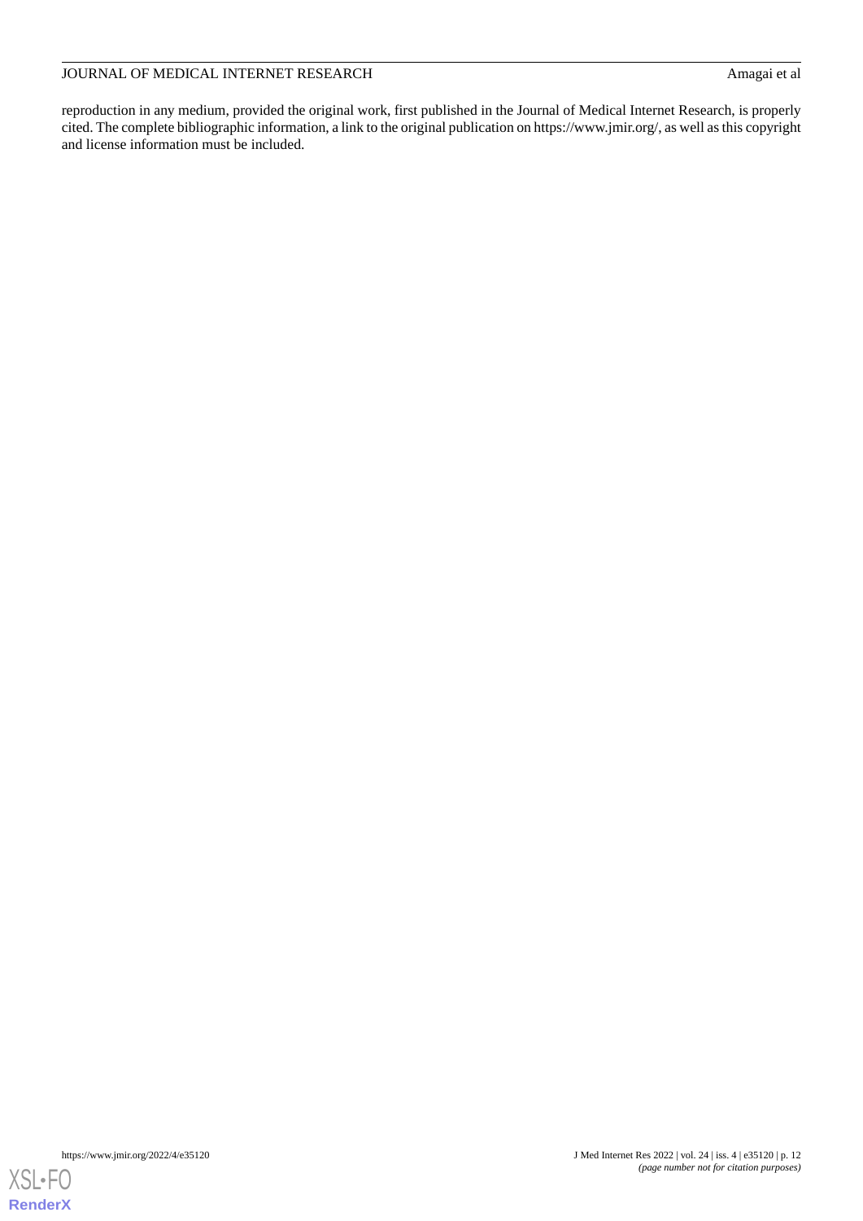reproduction in any medium, provided the original work, first published in the Journal of Medical Internet Research, is properly cited. The complete bibliographic information, a link to the original publication on https://www.jmir.org/, as well as this copyright and license information must be included.